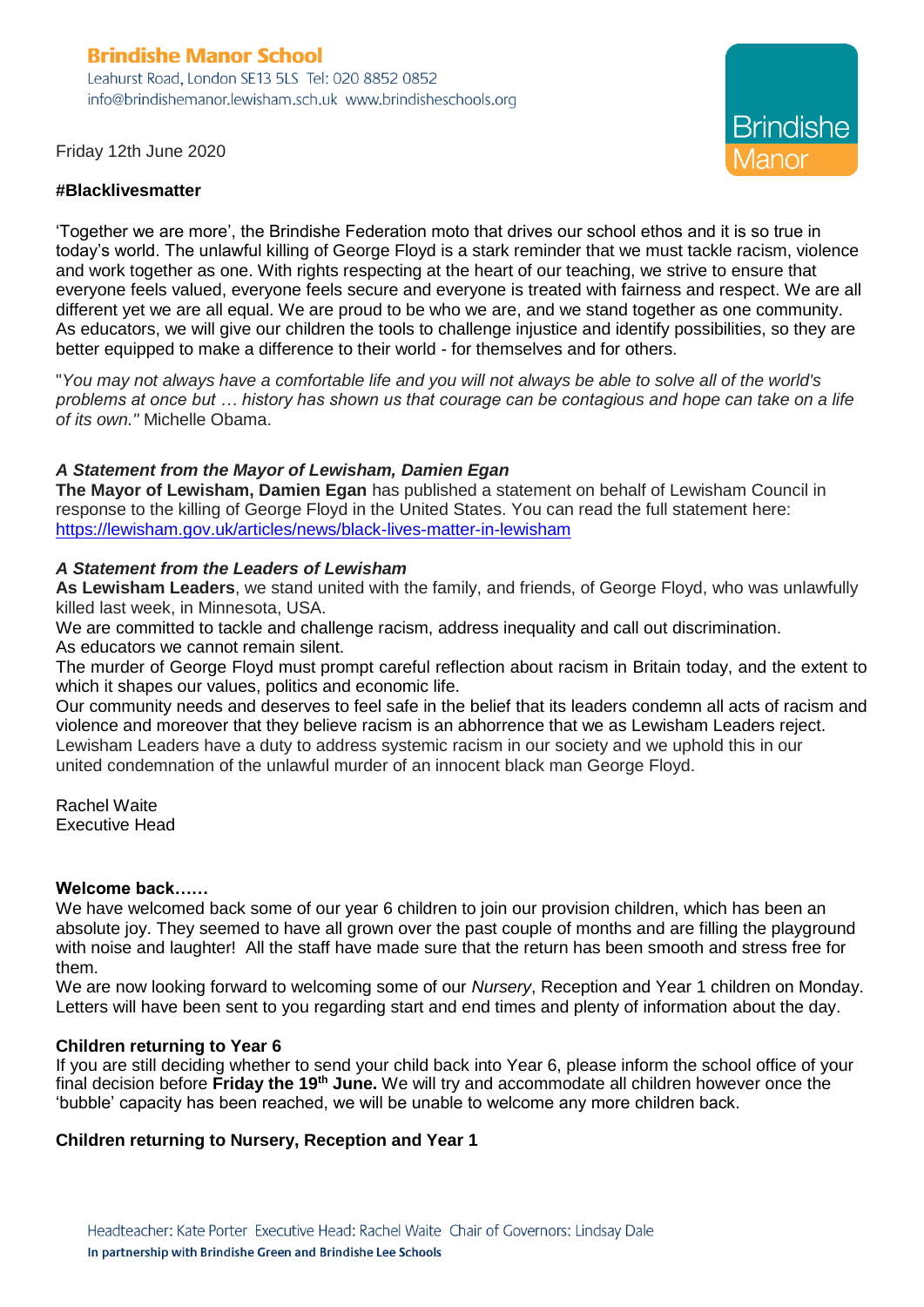**Brindishe Manor School**
Leahurst Road, London SE13 5LS Tel: 020 8852 0852
info@brindishemanor.lewisham.sch.uk www.brindisheschools.org

Brindishe Manor

Friday 12th June 2020

**#Blacklivesmatter**

'Together we are more', the Brindishe Federation moto that drives our school ethos and it is so true in today's world. The unlawful killing of George Floyd is a stark reminder that we must tackle racism, violence and work together as one. With rights respecting at the heart of our teaching, we strive to ensure that everyone feels valued, everyone feels secure and everyone is treated with fairness and respect. We are all different yet we are all equal. We are proud to be who we are, and we stand together as one community. As educators, we will give our children the tools to challenge injustice and identify possibilities, so they are better equipped to make a difference to their world - for themselves and for others.

"*You may not always have a comfortable life and you will not always be able to solve all of the world's problems at once but … history has shown us that courage can be contagious and hope can take on a life of its own."* Michelle Obama.

***A Statement from the Mayor of Lewisham, Damien Egan***

**The Mayor of Lewisham, Damien Egan** has published a statement on behalf of Lewisham Council in response to the killing of George Floyd in the United States. You can read the full statement here: https://lewisham.gov.uk/articles/news/black-lives-matter-in-lewisham

***A Statement from the Leaders of Lewisham***

**As Lewisham Leaders**, we stand united with the family, and friends, of George Floyd, who was unlawfully killed last week, in Minnesota, USA.
We are committed to tackle and challenge racism, address inequality and call out discrimination.
As educators we cannot remain silent.
The murder of George Floyd must prompt careful reflection about racism in Britain today, and the extent to which it shapes our values, politics and economic life.
Our community needs and deserves to feel safe in the belief that its leaders condemn all acts of racism and violence and moreover that they believe racism is an abhorrence that we as Lewisham Leaders reject.
Lewisham Leaders have a duty to address systemic racism in our society and we uphold this in our united condemnation of the unlawful murder of an innocent black man George Floyd.

Rachel Waite
Executive Head

**Welcome back……**

We have welcomed back some of our year 6 children to join our provision children, which has been an absolute joy. They seemed to have all grown over the past couple of months and are filling the playground with noise and laughter! All the staff have made sure that the return has been smooth and stress free for them.
We are now looking forward to welcoming some of our *Nursery*, Reception and Year 1 children on Monday. Letters will have been sent to you regarding start and end times and plenty of information about the day.

**Children returning to Year 6**

If you are still deciding whether to send your child back into Year 6, please inform the school office of your final decision before **Friday the 19th June.** We will try and accommodate all children however once the 'bubble' capacity has been reached, we will be unable to welcome any more children back.

**Children returning to Nursery, Reception and Year 1**

Headteacher: Kate Porter Executive Head: Rachel Waite Chair of Governors: Lindsay Dale
**In partnership with Brindishe Green and Brindishe Lee Schools**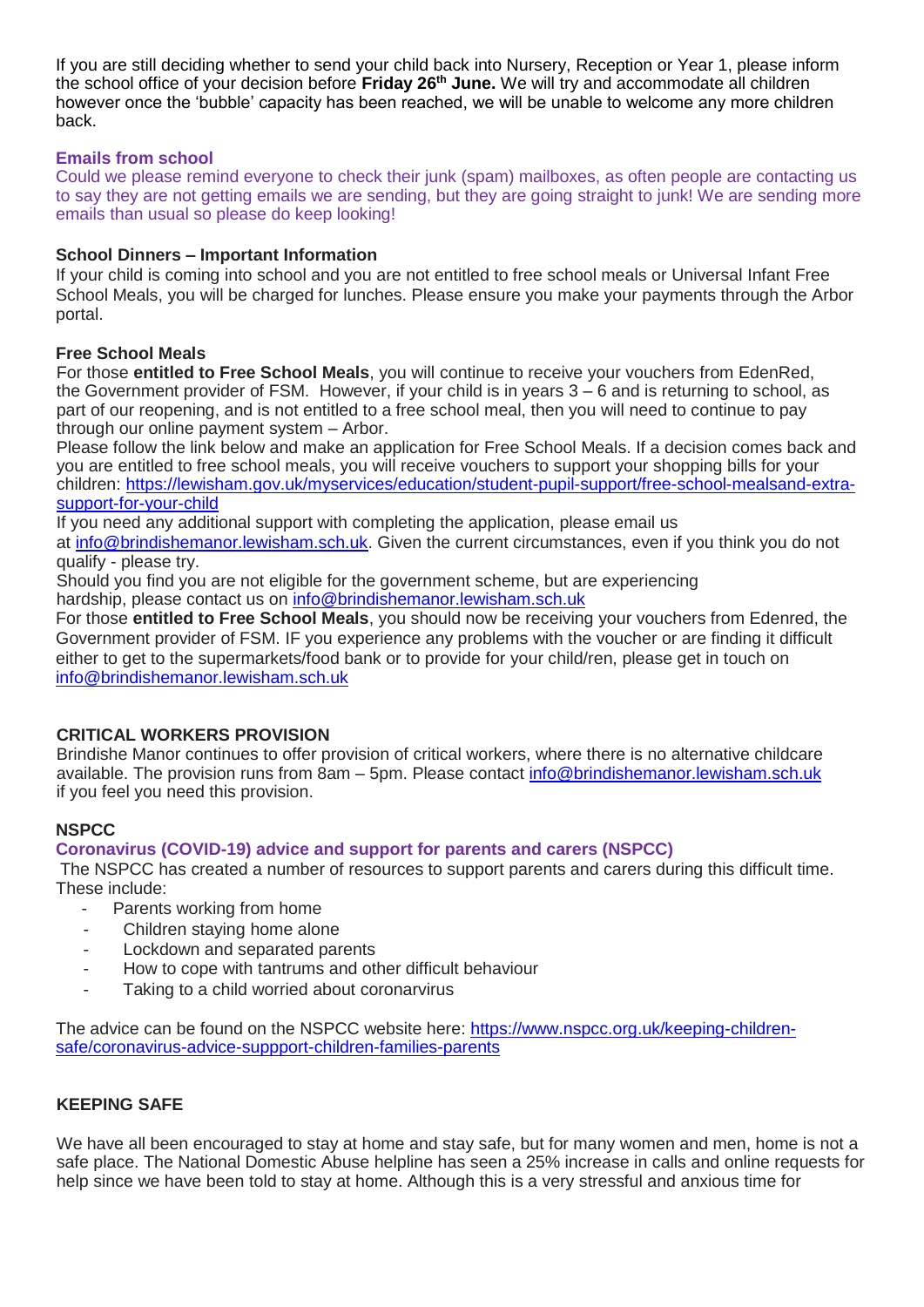If you are still deciding whether to send your child back into Nursery, Reception or Year 1, please inform the school office of your decision before **Friday 26th June.** We will try and accommodate all children however once the 'bubble' capacity has been reached, we will be unable to welcome any more children back.

**Emails from school**

Could we please remind everyone to check their junk (spam) mailboxes, as often people are contacting us to say they are not getting emails we are sending, but they are going straight to junk! We are sending more emails than usual so please do keep looking!

**School Dinners – Important Information**

If your child is coming into school and you are not entitled to free school meals or Universal Infant Free School Meals, you will be charged for lunches. Please ensure you make your payments through the Arbor portal.

**Free School Meals**

For those **entitled to Free School Meals**, you will continue to receive your vouchers from EdenRed, the Government provider of FSM. However, if your child is in years 3 – 6 and is returning to school, as part of our reopening, and is not entitled to a free school meal, then you will need to continue to pay through our online payment system – Arbor.

Please follow the link below and make an application for Free School Meals. If a decision comes back and you are entitled to free school meals, you will receive vouchers to support your shopping bills for your children: https://lewisham.gov.uk/myservices/education/student-pupil-support/free-school-mealsand-extra-support-for-your-child

If you need any additional support with completing the application, please email us at info@brindishemanor.lewisham.sch.uk. Given the current circumstances, even if you think you do not qualify - please try.

Should you find you are not eligible for the government scheme, but are experiencing hardship, please contact us on info@brindishemanor.lewisham.sch.uk

For those **entitled to Free School Meals**, you should now be receiving your vouchers from Edenred, the Government provider of FSM. IF you experience any problems with the voucher or are finding it difficult either to get to the supermarkets/food bank or to provide for your child/ren, please get in touch on info@brindishemanor.lewisham.sch.uk

**CRITICAL WORKERS PROVISION**

Brindishe Manor continues to offer provision of critical workers, where there is no alternative childcare available. The provision runs from 8am – 5pm. Please contact info@brindishemanor.lewisham.sch.uk if you feel you need this provision.

**NSPCC**

**Coronavirus (COVID-19) advice and support for parents and carers (NSPCC)**

The NSPCC has created a number of resources to support parents and carers during this difficult time. These include:

- Parents working from home
- Children staying home alone
- Lockdown and separated parents
- How to cope with tantrums and other difficult behaviour
- Taking to a child worried about coronarvirus

The advice can be found on the NSPCC website here: https://www.nspcc.org.uk/keeping-children-safe/coronavirus-advice-suppport-children-families-parents

**KEEPING SAFE**

We have all been encouraged to stay at home and stay safe, but for many women and men, home is not a safe place. The National Domestic Abuse helpline has seen a 25% increase in calls and online requests for help since we have been told to stay at home. Although this is a very stressful and anxious time for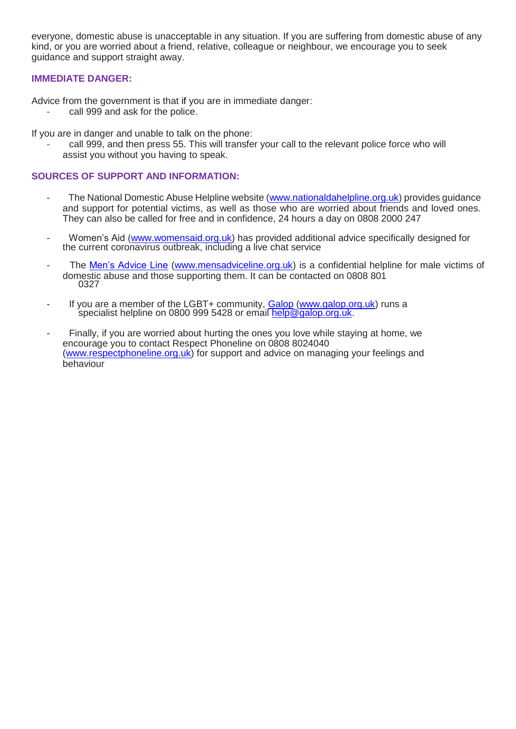everyone, domestic abuse is unacceptable in any situation. If you are suffering from domestic abuse of any kind, or you are worried about a friend, relative, colleague or neighbour, we encourage you to seek guidance and support straight away.

### IMMEDIATE DANGER:

Advice from the government is that if you are in immediate danger:

- call 999 and ask for the police.

If you are in danger and unable to talk on the phone:

- call 999, and then press 55. This will transfer your call to the relevant police force who will assist you without you having to speak.

### SOURCES OF SUPPORT AND INFORMATION:

- The National Domestic Abuse Helpline website (www.nationaldahelpline.org.uk) provides guidance and support for potential victims, as well as those who are worried about friends and loved ones. They can also be called for free and in confidence, 24 hours a day on 0808 2000 247
- Women's Aid (www.womensaid.org.uk) has provided additional advice specifically designed for the current coronavirus outbreak, including a live chat service
- The Men's Advice Line (www.mensadviceline.org.uk) is a confidential helpline for male victims of domestic abuse and those supporting them. It can be contacted on 0808 801 0327
- If you are a member of the LGBT+ community, Galop (www.galop.org.uk) runs a specialist helpline on 0800 999 5428 or email help@galop.org.uk.
- Finally, if you are worried about hurting the ones you love while staying at home, we encourage you to contact Respect Phoneline on 0808 8024040 (www.respectphoneline.org.uk) for support and advice on managing your feelings and behaviour